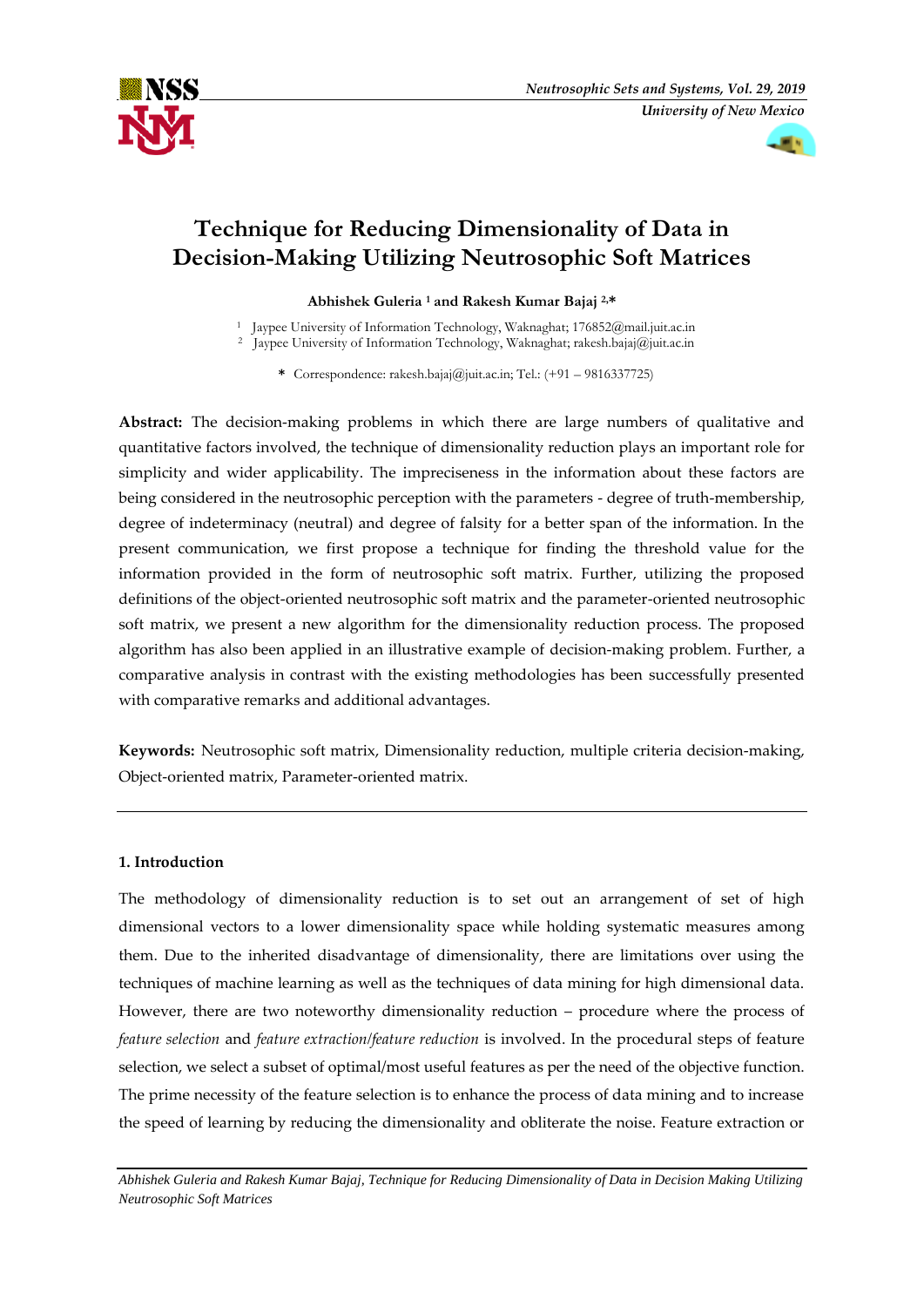# Technique for Reducing Dimensionality of Data in Decision-Making Utilizing Neutrosophic Soft Matrices

**Abhishek Guleria [1] and Rakesh Kumar Bajaj [2,*]**

[1] Jaypee University of Information Technology, Waknaghat; 176852@mail.juit.ac.in
[2] Jaypee University of Information Technology, Waknaghat; rakesh.bajaj@juit.ac.in

\* Correspondence: rakesh.bajaj@juit.ac.in; Tel.: (+91 – 9816337725)

**Abstract:** The decision-making problems in which there are large numbers of qualitative and quantitative factors involved, the technique of dimensionality reduction plays an important role for simplicity and wider applicability. The impreciseness in the information about these factors are being considered in the neutrosophic perception with the parameters - degree of truth-membership, degree of indeterminacy (neutral) and degree of falsity for a better span of the information. In the present communication, we first propose a technique for finding the threshold value for the information provided in the form of neutrosophic soft matrix. Further, utilizing the proposed definitions of the object-oriented neutrosophic soft matrix and the parameter-oriented neutrosophic soft matrix, we present a new algorithm for the dimensionality reduction process. The proposed algorithm has also been applied in an illustrative example of decision-making problem. Further, a comparative analysis in contrast with the existing methodologies has been successfully presented with comparative remarks and additional advantages.

**Keywords:** Neutrosophic soft matrix, Dimensionality reduction, multiple criteria decision-making, Object-oriented matrix, Parameter-oriented matrix.

## 1. Introduction

The methodology of dimensionality reduction is to set out an arrangement of set of high dimensional vectors to a lower dimensionality space while holding systematic measures among them. Due to the inherited disadvantage of dimensionality, there are limitations over using the techniques of machine learning as well as the techniques of data mining for high dimensional data. However, there are two noteworthy dimensionality reduction – procedure where the process of *feature selection* and *feature extraction/feature reduction* is involved. In the procedural steps of feature selection, we select a subset of optimal/most useful features as per the need of the objective function. The prime necessity of the feature selection is to enhance the process of data mining and to increase the speed of learning by reducing the dimensionality and obliterate the noise. Feature extraction or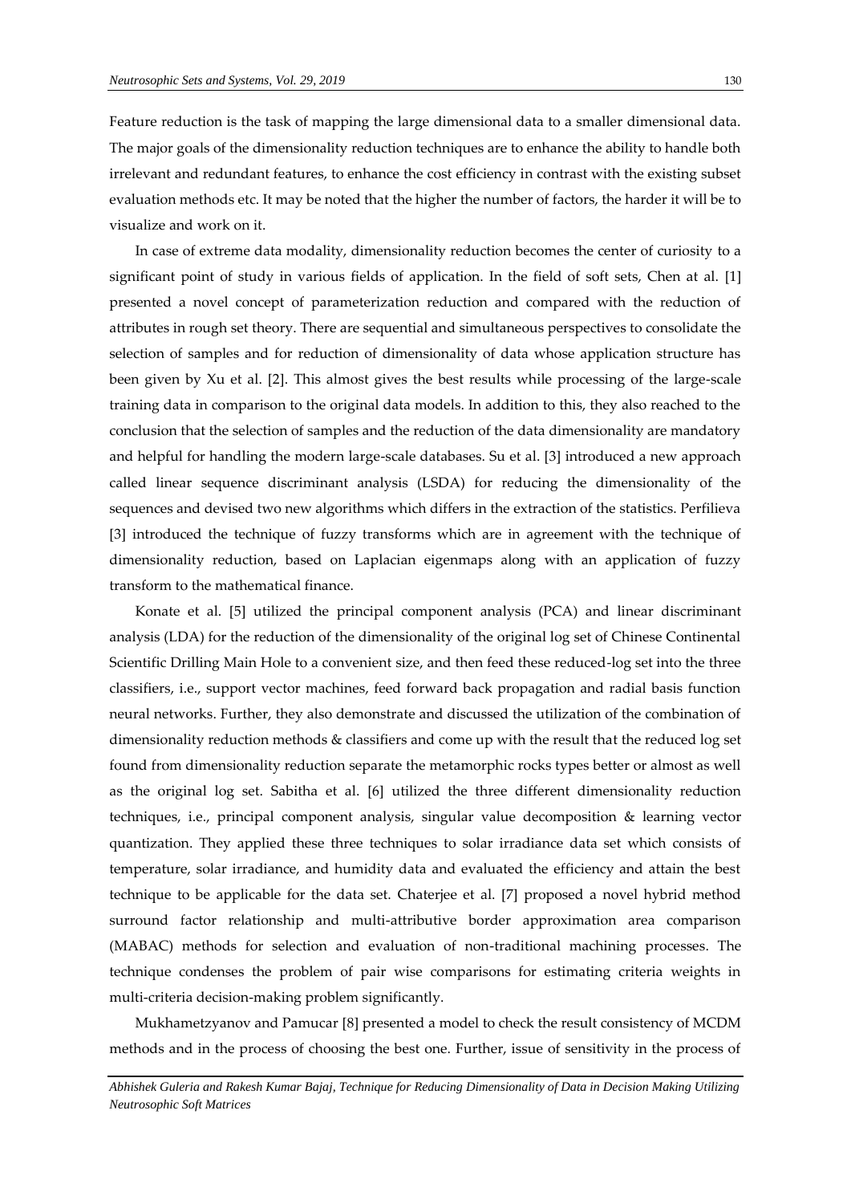Feature reduction is the task of mapping the large dimensional data to a smaller dimensional data. The major goals of the dimensionality reduction techniques are to enhance the ability to handle both irrelevant and redundant features, to enhance the cost efficiency in contrast with the existing subset evaluation methods etc. It may be noted that the higher the number of factors, the harder it will be to visualize and work on it.

In case of extreme data modality, dimensionality reduction becomes the center of curiosity to a significant point of study in various fields of application. In the field of soft sets, Chen at al. [1] presented a novel concept of parameterization reduction and compared with the reduction of attributes in rough set theory. There are sequential and simultaneous perspectives to consolidate the selection of samples and for reduction of dimensionality of data whose application structure has been given by Xu et al. [2]. This almost gives the best results while processing of the large-scale training data in comparison to the original data models. In addition to this, they also reached to the conclusion that the selection of samples and the reduction of the data dimensionality are mandatory and helpful for handling the modern large-scale databases. Su et al. [3] introduced a new approach called linear sequence discriminant analysis (LSDA) for reducing the dimensionality of the sequences and devised two new algorithms which differs in the extraction of the statistics. Perfilieva [3] introduced the technique of fuzzy transforms which are in agreement with the technique of dimensionality reduction, based on Laplacian eigenmaps along with an application of fuzzy transform to the mathematical finance.

Konate et al. [5] utilized the principal component analysis (PCA) and linear discriminant analysis (LDA) for the reduction of the dimensionality of the original log set of Chinese Continental Scientific Drilling Main Hole to a convenient size, and then feed these reduced-log set into the three classifiers, i.e., support vector machines, feed forward back propagation and radial basis function neural networks. Further, they also demonstrate and discussed the utilization of the combination of dimensionality reduction methods & classifiers and come up with the result that the reduced log set found from dimensionality reduction separate the metamorphic rocks types better or almost as well as the original log set. Sabitha et al. [6] utilized the three different dimensionality reduction techniques, i.e., principal component analysis, singular value decomposition & learning vector quantization. They applied these three techniques to solar irradiance data set which consists of temperature, solar irradiance, and humidity data and evaluated the efficiency and attain the best technique to be applicable for the data set. Chaterjee et al. [7] proposed a novel hybrid method surround factor relationship and multi-attributive border approximation area comparison (MABAC) methods for selection and evaluation of non-traditional machining processes. The technique condenses the problem of pair wise comparisons for estimating criteria weights in multi-criteria decision-making problem significantly.

Mukhametzyanov and Pamucar [8] presented a model to check the result consistency of MCDM methods and in the process of choosing the best one. Further, issue of sensitivity in the process of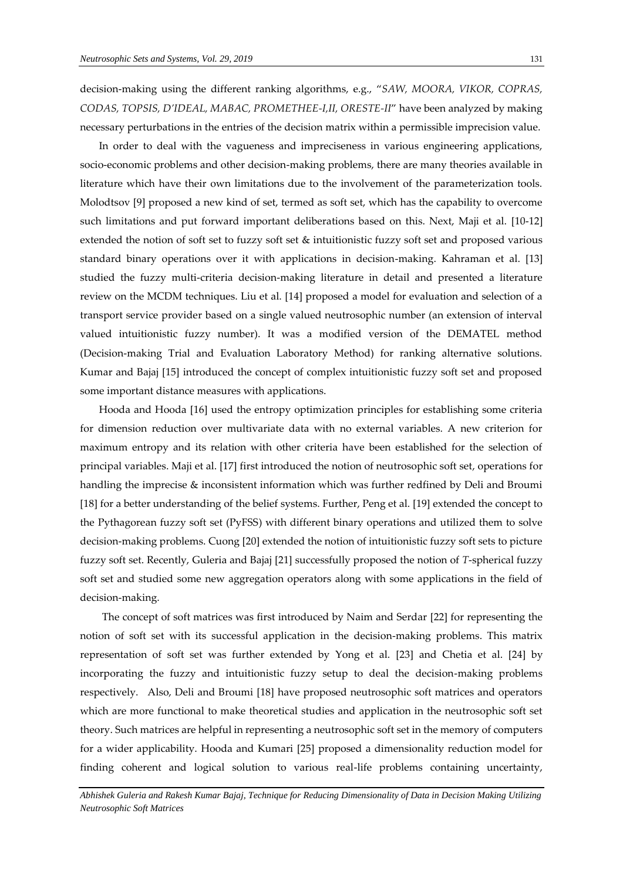decision-making using the different ranking algorithms, e.g., "*SAW, MOORA, VIKOR, COPRAS, CODAS, TOPSIS, D'IDEAL, MABAC, PROMETHEE-I,II, ORESTE-II*" have been analyzed by making necessary perturbations in the entries of the decision matrix within a permissible imprecision value.

In order to deal with the vagueness and impreciseness in various engineering applications, socio-economic problems and other decision-making problems, there are many theories available in literature which have their own limitations due to the involvement of the parameterization tools. Molodtsov [9] proposed a new kind of set, termed as soft set, which has the capability to overcome such limitations and put forward important deliberations based on this. Next, Maji et al. [10-12] extended the notion of soft set to fuzzy soft set & intuitionistic fuzzy soft set and proposed various standard binary operations over it with applications in decision-making. Kahraman et al. [13] studied the fuzzy multi-criteria decision-making literature in detail and presented a literature review on the MCDM techniques. Liu et al. [14] proposed a model for evaluation and selection of a transport service provider based on a single valued neutrosophic number (an extension of interval valued intuitionistic fuzzy number). It was a modified version of the DEMATEL method (Decision-making Trial and Evaluation Laboratory Method) for ranking alternative solutions. Kumar and Bajaj [15] introduced the concept of complex intuitionistic fuzzy soft set and proposed some important distance measures with applications.

Hooda and Hooda [16] used the entropy optimization principles for establishing some criteria for dimension reduction over multivariate data with no external variables. A new criterion for maximum entropy and its relation with other criteria have been established for the selection of principal variables. Maji et al. [17] first introduced the notion of neutrosophic soft set, operations for handling the imprecise & inconsistent information which was further redfined by Deli and Broumi [18] for a better understanding of the belief systems. Further, Peng et al. [19] extended the concept to the Pythagorean fuzzy soft set (PyFSS) with different binary operations and utilized them to solve decision-making problems. Cuong [20] extended the notion of intuitionistic fuzzy soft sets to picture fuzzy soft set. Recently, Guleria and Bajaj [21] successfully proposed the notion of *T*-spherical fuzzy soft set and studied some new aggregation operators along with some applications in the field of decision-making.

The concept of soft matrices was first introduced by Naim and Serdar [22] for representing the notion of soft set with its successful application in the decision-making problems. This matrix representation of soft set was further extended by Yong et al. [23] and Chetia et al. [24] by incorporating the fuzzy and intuitionistic fuzzy setup to deal the decision-making problems respectively. Also, Deli and Broumi [18] have proposed neutrosophic soft matrices and operators which are more functional to make theoretical studies and application in the neutrosophic soft set theory. Such matrices are helpful in representing a neutrosophic soft set in the memory of computers for a wider applicability. Hooda and Kumari [25] proposed a dimensionality reduction model for finding coherent and logical solution to various real-life problems containing uncertainty,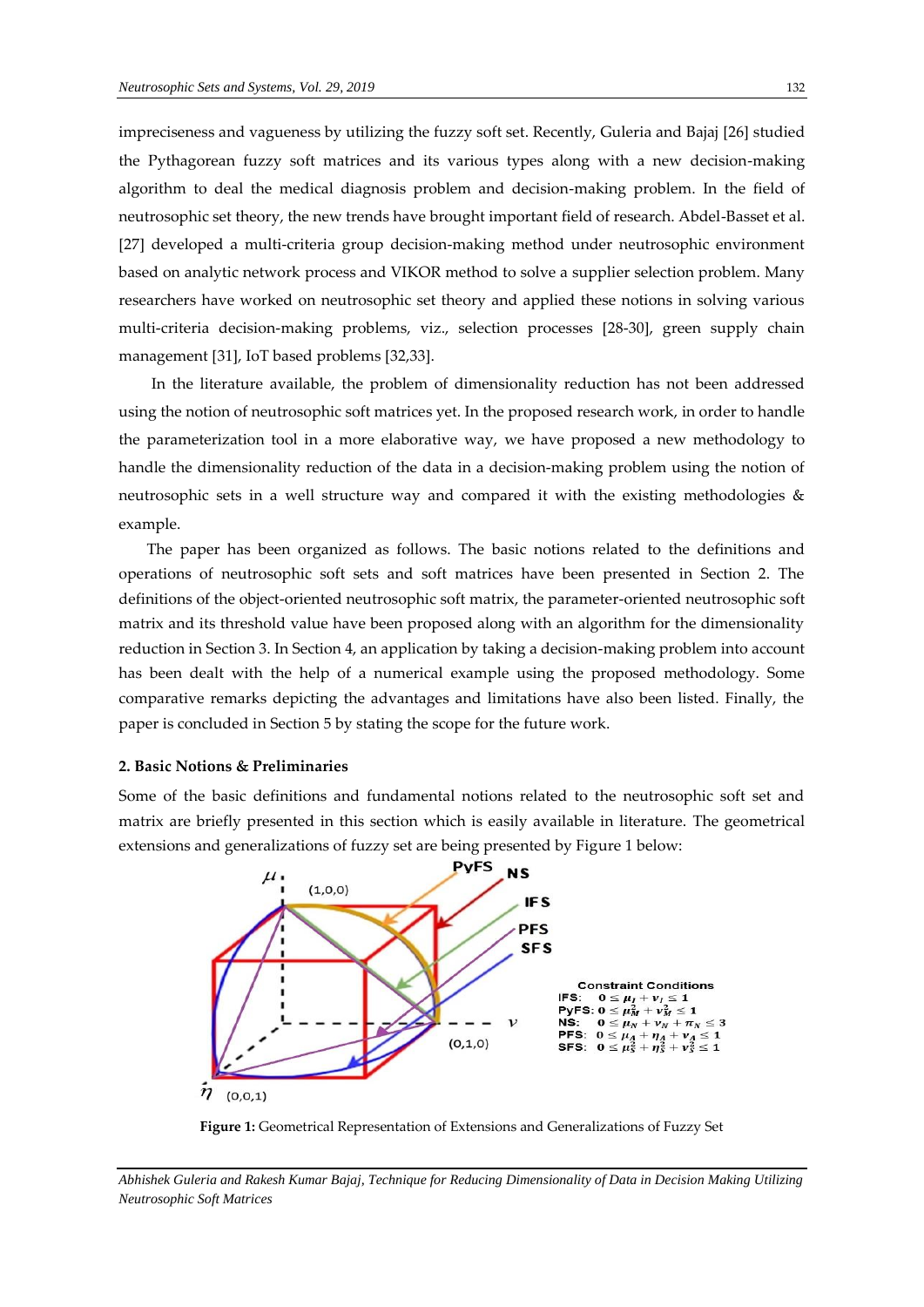impreciseness and vagueness by utilizing the fuzzy soft set. Recently, Guleria and Bajaj [26] studied the Pythagorean fuzzy soft matrices and its various types along with a new decision-making algorithm to deal the medical diagnosis problem and decision-making problem. In the field of neutrosophic set theory, the new trends have brought important field of research. Abdel-Basset et al. [27] developed a multi-criteria group decision-making method under neutrosophic environment based on analytic network process and VIKOR method to solve a supplier selection problem. Many researchers have worked on neutrosophic set theory and applied these notions in solving various multi-criteria decision-making problems, viz., selection processes [28-30], green supply chain management [31], IoT based problems [32,33].

In the literature available, the problem of dimensionality reduction has not been addressed using the notion of neutrosophic soft matrices yet. In the proposed research work, in order to handle the parameterization tool in a more elaborative way, we have proposed a new methodology to handle the dimensionality reduction of the data in a decision-making problem using the notion of neutrosophic sets in a well structure way and compared it with the existing methodologies & example.

The paper has been organized as follows. The basic notions related to the definitions and operations of neutrosophic soft sets and soft matrices have been presented in Section 2. The definitions of the object-oriented neutrosophic soft matrix, the parameter-oriented neutrosophic soft matrix and its threshold value have been proposed along with an algorithm for the dimensionality reduction in Section 3. In Section 4, an application by taking a decision-making problem into account has been dealt with the help of a numerical example using the proposed methodology. Some comparative remarks depicting the advantages and limitations have also been listed. Finally, the paper is concluded in Section 5 by stating the scope for the future work.

## 2. Basic Notions & Preliminaries

Some of the basic definitions and fundamental notions related to the neutrosophic soft set and matrix are briefly presented in this section which is easily available in literature. The geometrical extensions and generalizations of fuzzy set are being presented by Figure 1 below:

Constraint Conditions
IFS: $0 \leq \mu_I + \nu_I \leq 1$
PyFS: $0 \leq \mu_M^2 + \nu_M^2 \leq 1$
NS: $0 \leq \mu_N + \nu_N + \pi_N \leq 3$
PFS: $0 \leq \mu_A + \eta_A + \nu_A \leq 1$
SFS: $0 \leq \mu_S^2 + \eta_S^2 + \nu_S^2 \leq 1$

**Figure 1:** Geometrical Representation of Extensions and Generalizations of Fuzzy Set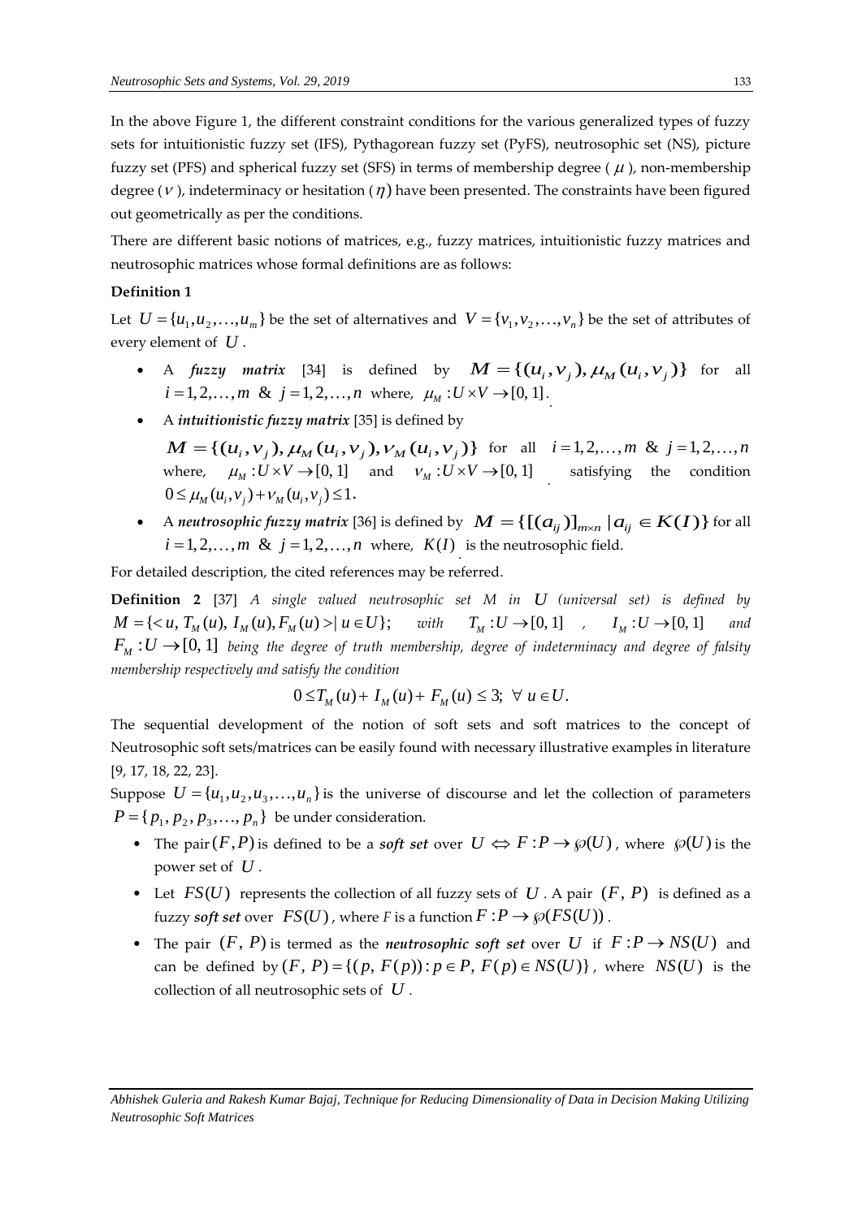In the above Figure 1, the different constraint conditions for the various generalized types of fuzzy sets for intuitionistic fuzzy set (IFS), Pythagorean fuzzy set (PyFS), neutrosophic set (NS), picture fuzzy set (PFS) and spherical fuzzy set (SFS) in terms of membership degree ( $\mu$ ), non-membership degree ($\nu$ ), indeterminacy or hesitation ($\eta$) have been presented. The constraints have been figured out geometrically as per the conditions.

There are different basic notions of matrices, e.g., fuzzy matrices, intuitionistic fuzzy matrices and neutrosophic matrices whose formal definitions are as follows:

**Definition 1**

Let $U = \{u_1, u_2, \ldots, u_m\}$ be the set of alternatives and $V = \{v_1, v_2, \ldots, v_n\}$ be the set of attributes of every element of $U$.

- A ***fuzzy matrix*** [34] is defined by $M = \{(u_i, v_j), \mu_M(u_i, v_j)\}$ for all $i = 1, 2, \ldots, m$ & $j = 1, 2, \ldots, n$ where, $\mu_M : U \times V \to [0, 1]$.
- A ***intuitionistic fuzzy matrix*** [35] is defined by $M = \{(u_i, v_j), \mu_M(u_i, v_j), \nu_M(u_i, v_j)\}$ for all $i = 1, 2, \ldots, m$ & $j = 1, 2, \ldots, n$ where, $\mu_M : U \times V \to [0, 1]$ and $\nu_M : U \times V \to [0, 1]$ satisfying the condition $0 \leq \mu_M(u_i, v_j) + \nu_M(u_i, v_j) \leq 1$.
- A ***neutrosophic fuzzy matrix*** [36] is defined by $M = \{[(a_{ij})]_{m \times n} \mid a_{ij} \in K(I)\}$ for all $i = 1, 2, \ldots, m$ & $j = 1, 2, \ldots, n$ where, $K(I)$ is the neutrosophic field.

For detailed description, the cited references may be referred.

**Definition 2** [37] *A single valued neutrosophic set M in* $U$ *(universal set) is defined by* $M = \{< u, T_M(u), I_M(u), F_M(u) > \mid u \in U\}$; *with* $T_M : U \to [0, 1]$ , $I_M : U \to [0, 1]$ *and* $F_M : U \to [0, 1]$ *being the degree of truth membership, degree of indeterminacy and degree of falsity membership respectively and satisfy the condition*

$$0 \leq T_M(u) + I_M(u) + F_M(u) \leq 3; \ \forall \ u \in U.$$

The sequential development of the notion of soft sets and soft matrices to the concept of Neutrosophic soft sets/matrices can be easily found with necessary illustrative examples in literature [9, 17, 18, 22, 23].

Suppose $U = \{u_1, u_2, u_3, \ldots, u_n\}$ is the universe of discourse and let the collection of parameters $P = \{p_1, p_2, p_3, \ldots, p_n\}$ be under consideration.

- The pair $(F, P)$ is defined to be a ***soft set*** over $U \Leftrightarrow F : P \to \wp(U)$, where $\wp(U)$ is the power set of $U$.
- Let $FS(U)$ represents the collection of all fuzzy sets of $U$. A pair $(F, P)$ is defined as a fuzzy ***soft set*** over $FS(U)$, where *F* is a function $F : P \to \wp(FS(U))$.
- The pair $(F, P)$ is termed as the ***neutrosophic soft set*** over $U$ if $F : P \to NS(U)$ and can be defined by $(F, P) = \{(p, F(p)) : p \in P, F(p) \in NS(U)\}$, where $NS(U)$ is the collection of all neutrosophic sets of $U$.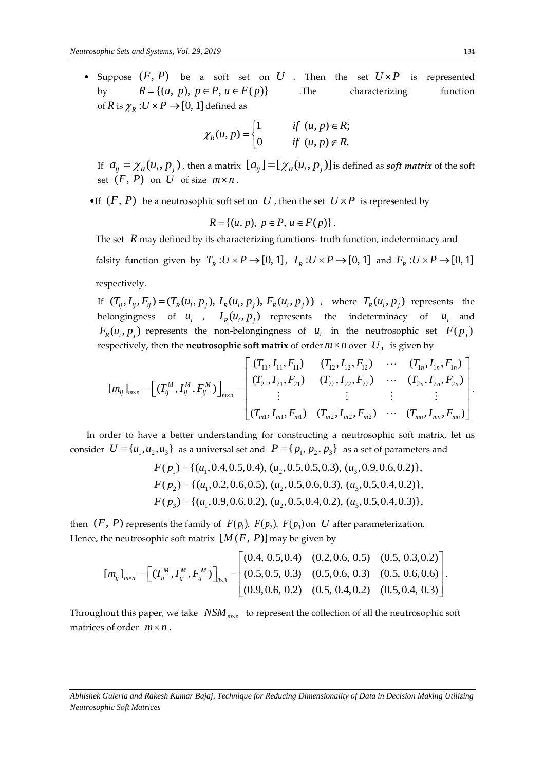- Suppose $(F, P)$ be a soft set on $U$. Then the set $U \times P$ is represented by $R = \{(u, p), p \in P, u \in F(p)\}$ .The characterizing function of $R$ is $\chi_R : U \times P \to [0, 1]$ defined as

$$\chi_R(u, p) = \begin{cases} 1 & if \ (u, p) \in R; \\ 0 & if \ (u, p) \notin R. \end{cases}$$

If $a_{ij} = \chi_R(u_i, p_j)$, then a matrix $[a_{ij}] = [\chi_R(u_i, p_j)]$ is defined as ***soft matrix*** of the soft set $(F, P)$ on $U$ of size $m \times n$.

- If $(F, P)$ be a neutrosophic soft set on $U$, then the set $U \times P$ is represented by

$$R = \{(u, p), \ p \in P, \ u \in F(p)\}.$$

The set $R$ may defined by its characterizing functions- truth function, indeterminacy and falsity function given by $T_R : U \times P \to [0, 1]$, $I_R : U \times P \to [0, 1]$ and $F_R : U \times P \to [0, 1]$ respectively.

If $(T_{ij}, I_{ij}, F_{ij}) = (T_R(u_i, p_j), I_R(u_i, p_j), F_R(u_i, p_j))$ , where $T_R(u_i, p_j)$ represents the belongingness of $u_i$ , $I_R(u_i, p_j)$ represents the indeterminacy of $u_i$ and $F_R(u_i, p_j)$ represents the non-belongingness of $u_i$ in the neutrosophic set $F(p_j)$ respectively, then the **neutrosophic soft matrix** of order $m \times n$ over $U$, is given by

$$[m_{ij}]_{m \times n} = \left[(T_{ij}^M, I_{ij}^M, F_{ij}^M)\right]_{m \times n} = \begin{bmatrix} (T_{11}, I_{11}, F_{11}) & (T_{12}, I_{12}, F_{12}) & \cdots & (T_{1n}, I_{1n}, F_{1n}) \\ (T_{21}, I_{21}, F_{21}) & (T_{22}, I_{22}, F_{22}) & \cdots & (T_{2n}, I_{2n}, F_{2n}) \\ \vdots & \vdots & \vdots & \vdots \\ (T_{m1}, I_{m1}, F_{m1}) & (T_{m2}, I_{m2}, F_{m2}) & \cdots & (T_{mn}, I_{mn}, F_{mn}) \end{bmatrix}.$$

In order to have a better understanding for constructing a neutrosophic soft matrix, let us consider $U = \{u_1, u_2, u_3\}$ as a universal set and $P = \{p_1, p_2, p_3\}$ as a set of parameters and

$$F(p_1) = \{(u_1, 0.4, 0.5, 0.4), (u_2, 0.5, 0.5, 0.3), (u_3, 0.9, 0.6, 0.2)\},$$
$$F(p_2) = \{(u_1, 0.2, 0.6, 0.5), (u_2, 0.5, 0.6, 0.3), (u_3, 0.5, 0.4, 0.2)\},$$
$$F(p_3) = \{(u_1, 0.9, 0.6, 0.2), (u_2, 0.5, 0.4, 0.2), (u_3, 0.5, 0.4, 0.3)\},$$

then $(F, P)$ represents the family of $F(p_1), F(p_2), F(p_3)$ on $U$ after parameterization.
Hence, the neutrosophic soft matrix $[M(F, P)]$ may be given by

$$[m_{ij}]_{m \times n} = \left[(T_{ij}^M, I_{ij}^M, F_{ij}^M)\right]_{3 \times 3} = \begin{bmatrix} (0.4, 0.5, 0.4) & (0.2, 0.6, 0.5) & (0.5, 0.3, 0.2) \\ (0.5, 0.5, 0.3) & (0.5, 0.6, 0.3) & (0.5, 0.6, 0.6) \\ (0.9, 0.6, 0.2) & (0.5, 0.4, 0.2) & (0.5, 0.4, 0.3) \end{bmatrix}.$$

Throughout this paper, we take $NSM_{m \times n}$ to represent the collection of all the neutrosophic soft matrices of order $m \times n$.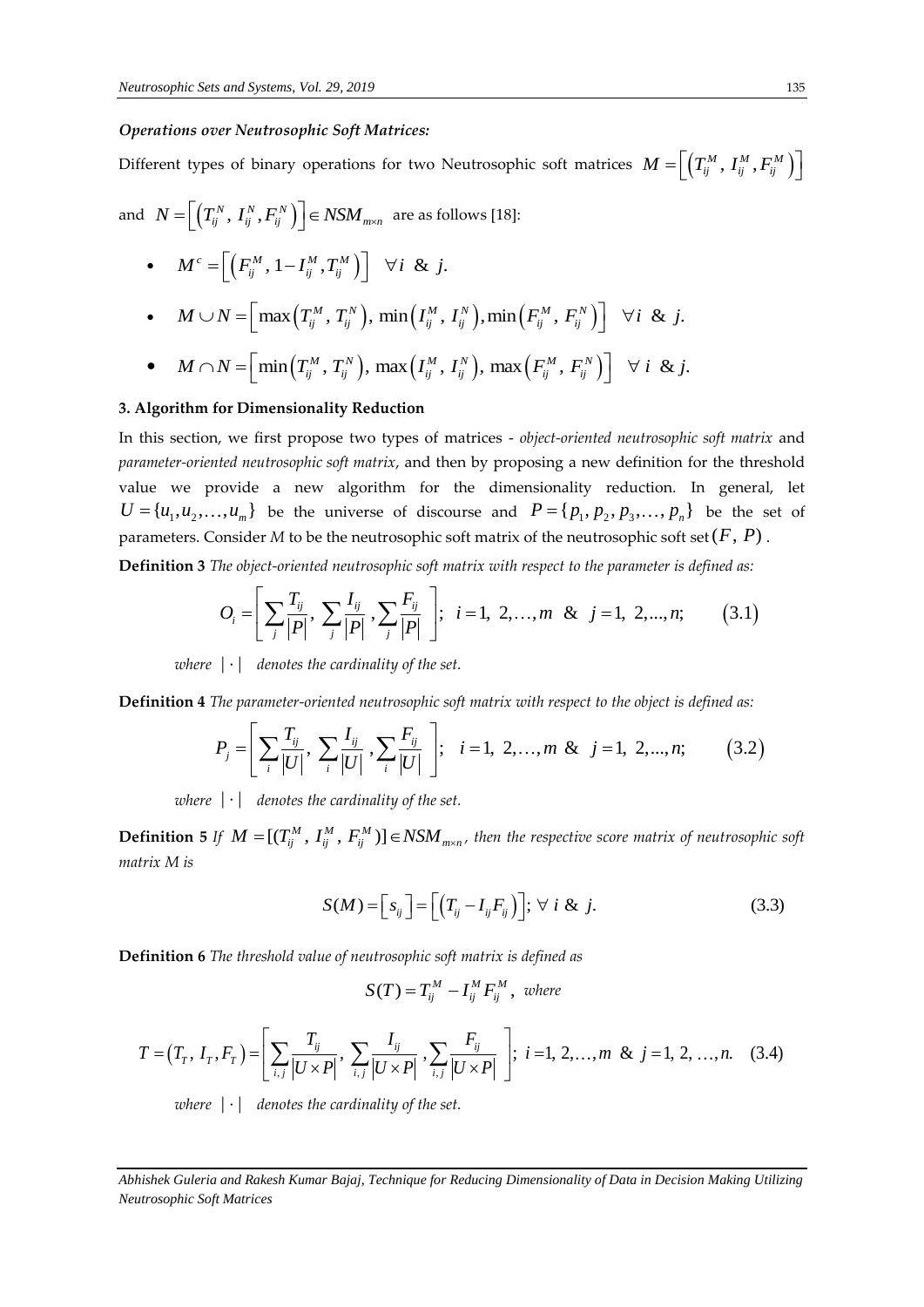***Operations over Neutrosophic Soft Matrices:***

Different types of binary operations for two Neutrosophic soft matrices $M = \left[\left(T_{ij}^{M},\, I_{ij}^{M}, F_{ij}^{M}\right)\right]$ and $N = \left[\left(T_{ij}^{N},\, I_{ij}^{N}, F_{ij}^{N}\right)\right] \in NSM_{m\times n}$ are as follows [18]:

- $M^{c} = \left[\left(F_{ij}^{M},\, 1 - I_{ij}^{M}, T_{ij}^{M}\right)\right] \quad \forall i \;\&\; j.$
- $M \cup N = \left[\max\left(T_{ij}^{M},\, T_{ij}^{N}\right),\, \min\left(I_{ij}^{M},\, I_{ij}^{N}\right), \min\left(F_{ij}^{M},\, F_{ij}^{N}\right)\right] \quad \forall i \;\&\; j.$
- $M \cap N = \left[\min\left(T_{ij}^{M},\, T_{ij}^{N}\right),\, \max\left(I_{ij}^{M},\, I_{ij}^{N}\right),\, \max\left(F_{ij}^{M},\, F_{ij}^{N}\right)\right] \quad \forall\, i \;\&\; j.$

## 3. Algorithm for Dimensionality Reduction

In this section, we first propose two types of matrices - *object-oriented neutrosophic soft matrix* and *parameter-oriented neutrosophic soft matrix*, and then by proposing a new definition for the threshold value we provide a new algorithm for the dimensionality reduction. In general, let $U = \{u_1, u_2, \ldots, u_m\}$ be the universe of discourse and $P = \{p_1, p_2, p_3, \ldots, p_n\}$ be the set of parameters. Consider *M* to be the neutrosophic soft matrix of the neutrosophic soft set $(F,\, P)$.

**Definition 3** *The object-oriented neutrosophic soft matrix with respect to the parameter is defined as:*

$$O_i = \left[\sum_{j} \frac{T_{ij}}{|P|},\; \sum_{j} \frac{I_{ij}}{|P|},\; \sum_{j} \frac{F_{ij}}{|P|}\right];\;\; i = 1,\, 2, \ldots, m \;\;\&\;\; j = 1,\, 2, \ldots, n; \qquad (3.1)$$

*where* $|\cdot|$ *denotes the cardinality of the set.*

**Definition 4** *The parameter-oriented neutrosophic soft matrix with respect to the object is defined as:*

$$P_j = \left[\sum_{i} \frac{T_{ij}}{|U|},\; \sum_{i} \frac{I_{ij}}{|U|},\; \sum_{i} \frac{F_{ij}}{|U|}\right];\;\; i = 1,\, 2, \ldots, m \;\;\&\;\; j = 1,\, 2, \ldots, n; \qquad (3.2)$$

*where* $|\cdot|$ *denotes the cardinality of the set.*

**Definition 5** *If* $M = [(T_{ij}^{M},\, I_{ij}^{M},\, F_{ij}^{M})] \in NSM_{m\times n}$*, then the respective score matrix of neutrosophic soft matrix M is*

$$S(M) = \left[s_{ij}\right] = \left[\left(T_{ij} - I_{ij} F_{ij}\right)\right];\; \forall\; i \;\&\; j. \qquad (3.3)$$

**Definition 6** *The threshold value of neutrosophic soft matrix is defined as*

$$S(T) = T_{ij}^{M} - I_{ij}^{M} F_{ij}^{M}, \;\; \textit{where}$$

$$T = \left(T_T,\, I_T, F_T\right) = \left[\sum_{i,j} \frac{T_{ij}}{|U\times P|},\; \sum_{i,j} \frac{I_{ij}}{|U\times P|},\; \sum_{i,j} \frac{F_{ij}}{|U\times P|}\right];\; i = 1,\, 2, \ldots, m \;\;\&\;\; j = 1,\, 2,\, \ldots, n. \quad (3.4)$$

*where* $|\cdot|$ *denotes the cardinality of the set.*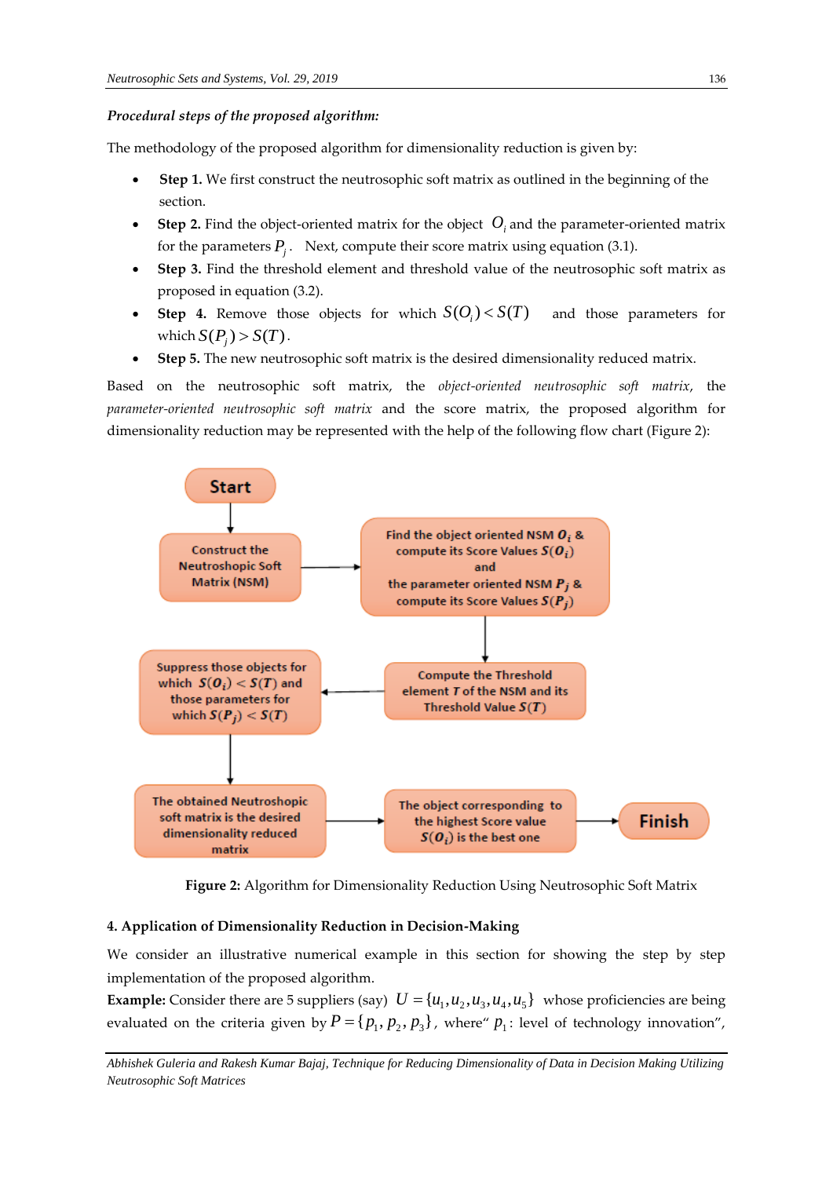***Procedural steps of the proposed algorithm:***

The methodology of the proposed algorithm for dimensionality reduction is given by:

- **Step 1.** We first construct the neutrosophic soft matrix as outlined in the beginning of the section.
- **Step 2.** Find the object-oriented matrix for the object $O_i$ and the parameter-oriented matrix for the parameters $P_j$. Next, compute their score matrix using equation (3.1).
- **Step 3.** Find the threshold element and threshold value of the neutrosophic soft matrix as proposed in equation (3.2).
- **Step 4.** Remove those objects for which $S(O_i) < S(T)$ and those parameters for which $S(P_j) > S(T)$.
- **Step 5.** The new neutrosophic soft matrix is the desired dimensionality reduced matrix.

Based on the neutrosophic soft matrix, the *object-oriented neutrosophic soft matrix*, the *parameter-oriented neutrosophic soft matrix* and the score matrix, the proposed algorithm for dimensionality reduction may be represented with the help of the following flow chart (Figure 2):

Start → Construct the Neutroshopic Soft Matrix (NSM) → Find the object oriented NSM $O_i$ & compute its Score Values $S(O_i)$ and the parameter oriented NSM $P_j$ & compute its Score Values $S(P_j)$ → Compute the Threshold element $T$ of the NSM and its Threshold Value $S(T)$ → Suppress those objects for which $S(O_i) < S(T)$ and those parameters for which $S(P_j) < S(T)$ → The obtained Neutroshopic soft matrix is the desired dimensionality reduced matrix → The object corresponding to the highest Score value $S(O_i)$ is the best one → Finish

**Figure 2:** Algorithm for Dimensionality Reduction Using Neutrosophic Soft Matrix

## 4. Application of Dimensionality Reduction in Decision-Making

We consider an illustrative numerical example in this section for showing the step by step implementation of the proposed algorithm.

**Example:** Consider there are 5 suppliers (say) $U = \{u_1, u_2, u_3, u_4, u_5\}$ whose proficiencies are being evaluated on the criteria given by $P = \{p_1, p_2, p_3\}$, where" $p_1$: level of technology innovation",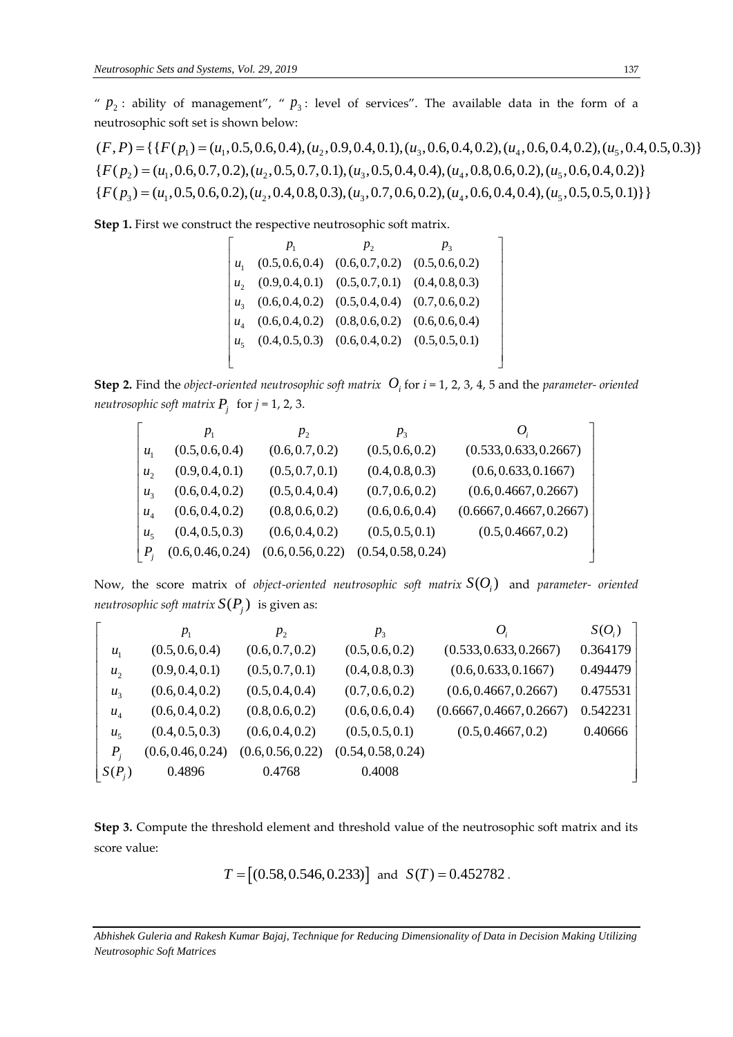" $p_2$: ability of management", " $p_3$: level of services". The available data in the form of a neutrosophic soft set is shown below:

$$(F,P)=\{\{F(p_1)=(u_1,0.5,0.6,0.4),(u_2,0.9,0.4,0.1),(u_3,0.6,0.4,0.2),(u_4,0.6,0.4,0.2),(u_5,0.4,0.5,0.3)\}$$
$$\{F(p_2)=(u_1,0.6,0.7,0.2),(u_2,0.5,0.7,0.1),(u_3,0.5,0.4,0.4),(u_4,0.8,0.6,0.2),(u_5,0.6,0.4,0.2)\}$$
$$\{F(p_3)=(u_1,0.5,0.6,0.2),(u_2,0.4,0.8,0.3),(u_3,0.7,0.6,0.2),(u_4,0.6,0.4,0.4),(u_5,0.5,0.5,0.1)\}\}$$

**Step 1.** First we construct the respective neutrosophic soft matrix.

| | $p_1$ | $p_2$ | $p_3$ |
|---|---|---|---|
| $u_1$ | (0.5, 0.6, 0.4) | (0.6, 0.7, 0.2) | (0.5, 0.6, 0.2) |
| $u_2$ | (0.9, 0.4, 0.1) | (0.5, 0.7, 0.1) | (0.4, 0.8, 0.3) |
| $u_3$ | (0.6, 0.4, 0.2) | (0.5, 0.4, 0.4) | (0.7, 0.6, 0.2) |
| $u_4$ | (0.6, 0.4, 0.2) | (0.8, 0.6, 0.2) | (0.6, 0.6, 0.4) |
| $u_5$ | (0.4, 0.5, 0.3) | (0.6, 0.4, 0.2) | (0.5, 0.5, 0.1) |

**Step 2.** Find the *object-oriented neutrosophic soft matrix* $O_i$ for *i* = 1, 2, 3, 4, 5 and the *parameter- oriented neutrosophic soft matrix* $P_j$ for *j* = 1, 2, 3.

| | $p_1$ | $p_2$ | $p_3$ | $O_i$ |
|---|---|---|---|---|
| $u_1$ | (0.5, 0.6, 0.4) | (0.6, 0.7, 0.2) | (0.5, 0.6, 0.2) | (0.533, 0.633, 0.2667) |
| $u_2$ | (0.9, 0.4, 0.1) | (0.5, 0.7, 0.1) | (0.4, 0.8, 0.3) | (0.6, 0.633, 0.1667) |
| $u_3$ | (0.6, 0.4, 0.2) | (0.5, 0.4, 0.4) | (0.7, 0.6, 0.2) | (0.6, 0.4667, 0.2667) |
| $u_4$ | (0.6, 0.4, 0.2) | (0.8, 0.6, 0.2) | (0.6, 0.6, 0.4) | (0.6667, 0.4667, 0.2667) |
| $u_5$ | (0.4, 0.5, 0.3) | (0.6, 0.4, 0.2) | (0.5, 0.5, 0.1) | (0.5, 0.4667, 0.2) |
| $P_j$ | (0.6, 0.46, 0.24) | (0.6, 0.56, 0.22) | (0.54, 0.58, 0.24) | |

Now, the score matrix of *object-oriented neutrosophic soft matrix* $S(O_i)$ and *parameter- oriented neutrosophic soft matrix* $S(P_j)$ is given as:

| | $p_1$ | $p_2$ | $p_3$ | $O_i$ | $S(O_i)$ |
|---|---|---|---|---|---|
| $u_1$ | (0.5, 0.6, 0.4) | (0.6, 0.7, 0.2) | (0.5, 0.6, 0.2) | (0.533, 0.633, 0.2667) | 0.364179 |
| $u_2$ | (0.9, 0.4, 0.1) | (0.5, 0.7, 0.1) | (0.4, 0.8, 0.3) | (0.6, 0.633, 0.1667) | 0.494479 |
| $u_3$ | (0.6, 0.4, 0.2) | (0.5, 0.4, 0.4) | (0.7, 0.6, 0.2) | (0.6, 0.4667, 0.2667) | 0.475531 |
| $u_4$ | (0.6, 0.4, 0.2) | (0.8, 0.6, 0.2) | (0.6, 0.6, 0.4) | (0.6667, 0.4667, 0.2667) | 0.542231 |
| $u_5$ | (0.4, 0.5, 0.3) | (0.6, 0.4, 0.2) | (0.5, 0.5, 0.1) | (0.5, 0.4667, 0.2) | 0.40666 |
| $P_j$ | (0.6, 0.46, 0.24) | (0.6, 0.56, 0.22) | (0.54, 0.58, 0.24) | | |
| $S(P_j)$ | 0.4896 | 0.4768 | 0.4008 | | |

**Step 3.** Compute the threshold element and threshold value of the neutrosophic soft matrix and its score value:

$$T=\left[(0.58, 0.546, 0.233)\right] \text{ and } S(T)=0.452782.$$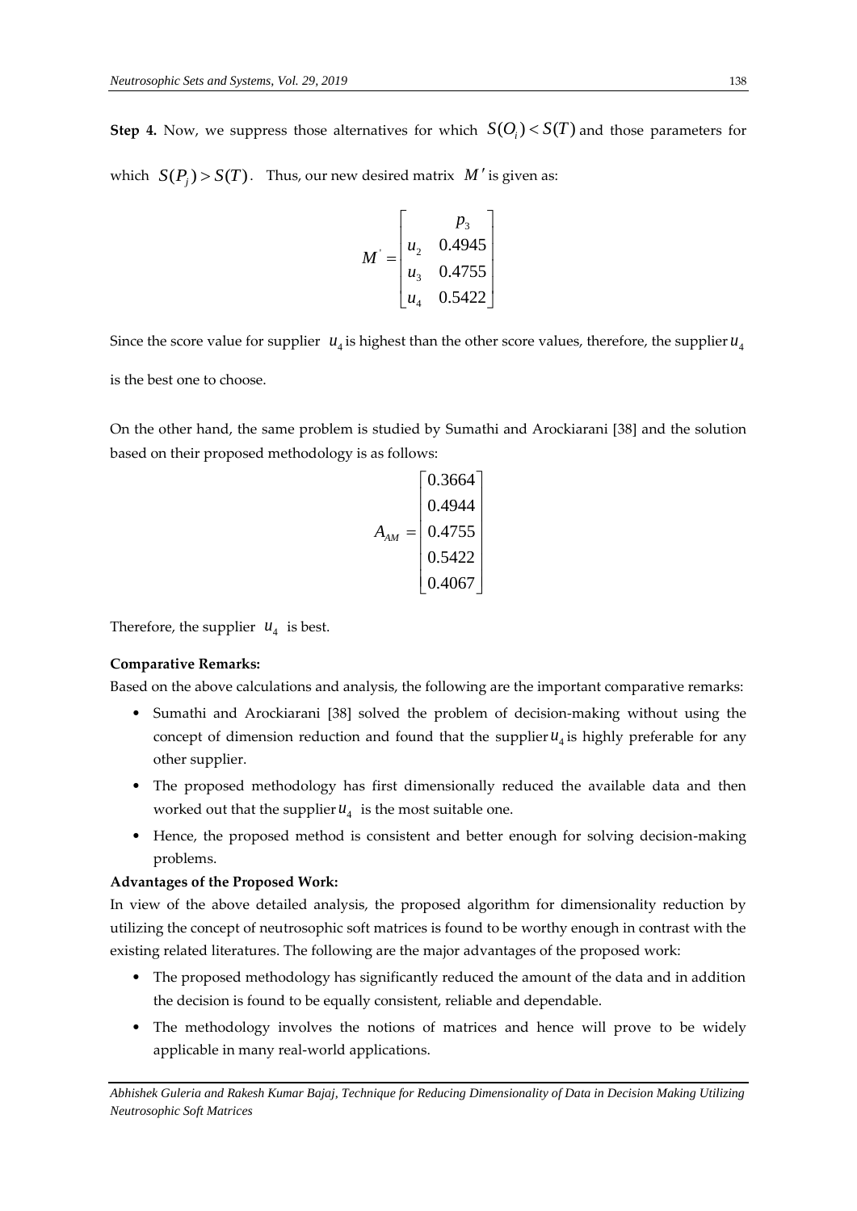**Step 4.** Now, we suppress those alternatives for which $S(O_i) < S(T)$ and those parameters for which $S(P_j) > S(T)$. Thus, our new desired matrix $M'$ is given as:

$$M' = \begin{bmatrix} & p_3 \\ u_2 & 0.4945 \\ u_3 & 0.4755 \\ u_4 & 0.5422 \end{bmatrix}$$

Since the score value for supplier $u_4$ is highest than the other score values, therefore, the supplier $u_4$ is the best one to choose.

On the other hand, the same problem is studied by Sumathi and Arockiarani [38] and the solution based on their proposed methodology is as follows:

$$A_{AM} = \begin{bmatrix} 0.3664 \\ 0.4944 \\ 0.4755 \\ 0.5422 \\ 0.4067 \end{bmatrix}$$

Therefore, the supplier $u_4$ is best.

**Comparative Remarks:**

Based on the above calculations and analysis, the following are the important comparative remarks:

- Sumathi and Arockiarani [38] solved the problem of decision-making without using the concept of dimension reduction and found that the supplier $u_4$ is highly preferable for any other supplier.
- The proposed methodology has first dimensionally reduced the available data and then worked out that the supplier $u_4$ is the most suitable one.
- Hence, the proposed method is consistent and better enough for solving decision-making problems.

**Advantages of the Proposed Work:**

In view of the above detailed analysis, the proposed algorithm for dimensionality reduction by utilizing the concept of neutrosophic soft matrices is found to be worthy enough in contrast with the existing related literatures. The following are the major advantages of the proposed work:

- The proposed methodology has significantly reduced the amount of the data and in addition the decision is found to be equally consistent, reliable and dependable.
- The methodology involves the notions of matrices and hence will prove to be widely applicable in many real-world applications.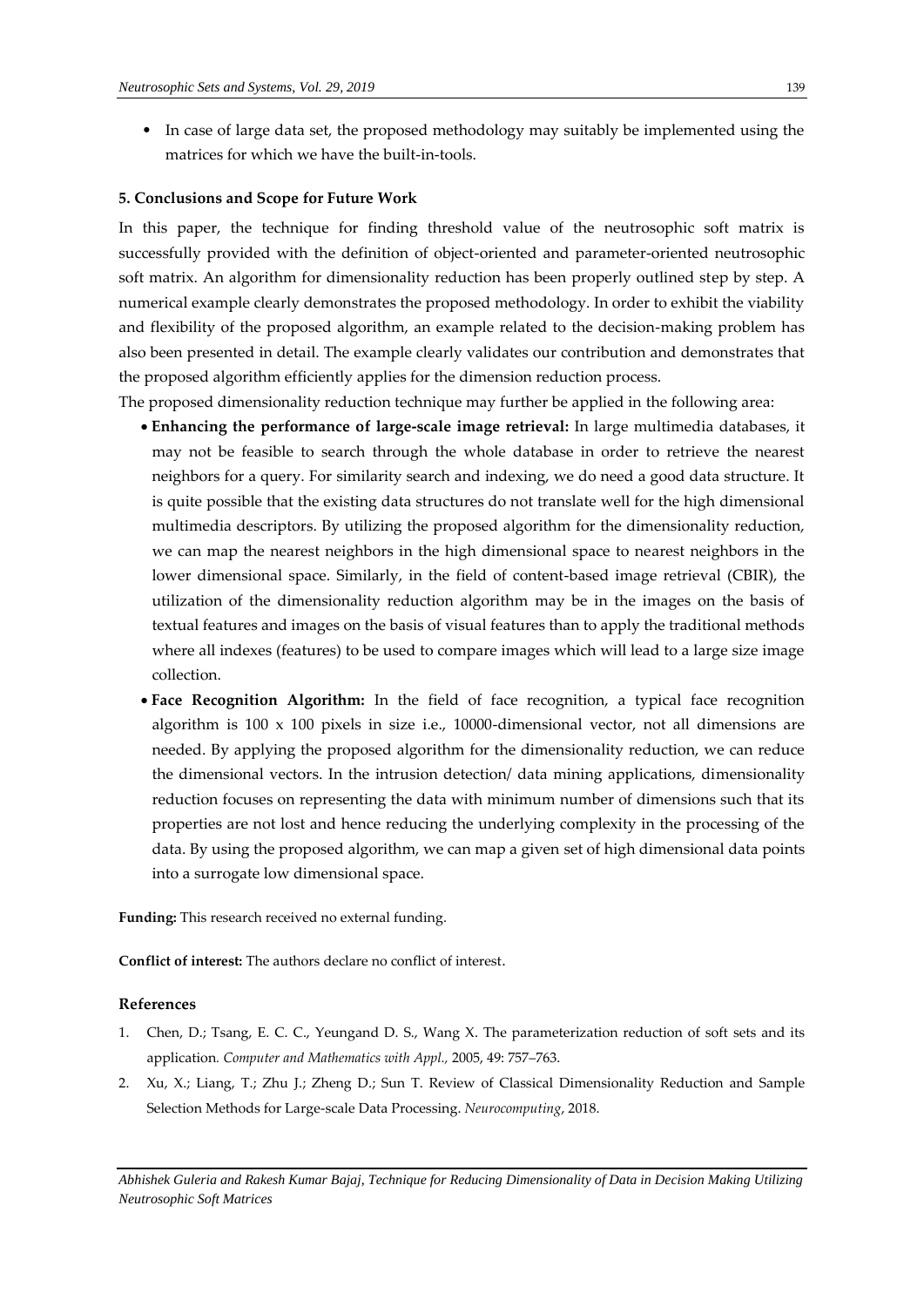- In case of large data set, the proposed methodology may suitably be implemented using the matrices for which we have the built-in-tools.

### 5. Conclusions and Scope for Future Work

In this paper, the technique for finding threshold value of the neutrosophic soft matrix is successfully provided with the definition of object-oriented and parameter-oriented neutrosophic soft matrix. An algorithm for dimensionality reduction has been properly outlined step by step. A numerical example clearly demonstrates the proposed methodology. In order to exhibit the viability and flexibility of the proposed algorithm, an example related to the decision-making problem has also been presented in detail. The example clearly validates our contribution and demonstrates that the proposed algorithm efficiently applies for the dimension reduction process.

The proposed dimensionality reduction technique may further be applied in the following area:

- **Enhancing the performance of large-scale image retrieval:** In large multimedia databases, it may not be feasible to search through the whole database in order to retrieve the nearest neighbors for a query. For similarity search and indexing, we do need a good data structure. It is quite possible that the existing data structures do not translate well for the high dimensional multimedia descriptors. By utilizing the proposed algorithm for the dimensionality reduction, we can map the nearest neighbors in the high dimensional space to nearest neighbors in the lower dimensional space. Similarly, in the field of content-based image retrieval (CBIR), the utilization of the dimensionality reduction algorithm may be in the images on the basis of textual features and images on the basis of visual features than to apply the traditional methods where all indexes (features) to be used to compare images which will lead to a large size image collection.
- **Face Recognition Algorithm:** In the field of face recognition, a typical face recognition algorithm is 100 x 100 pixels in size i.e., 10000-dimensional vector, not all dimensions are needed. By applying the proposed algorithm for the dimensionality reduction, we can reduce the dimensional vectors. In the intrusion detection/ data mining applications, dimensionality reduction focuses on representing the data with minimum number of dimensions such that its properties are not lost and hence reducing the underlying complexity in the processing of the data. By using the proposed algorithm, we can map a given set of high dimensional data points into a surrogate low dimensional space.

**Funding:** This research received no external funding.

**Conflict of interest:** The authors declare no conflict of interest.

### References

1. Chen, D.; Tsang, E. C. C., Yeungand D. S., Wang X. The parameterization reduction of soft sets and its application. *Computer and Mathematics with Appl.,* 2005, 49: 757–763.
2. Xu, X.; Liang, T.; Zhu J.; Zheng D.; Sun T. Review of Classical Dimensionality Reduction and Sample Selection Methods for Large-scale Data Processing. *Neurocomputing*, 2018.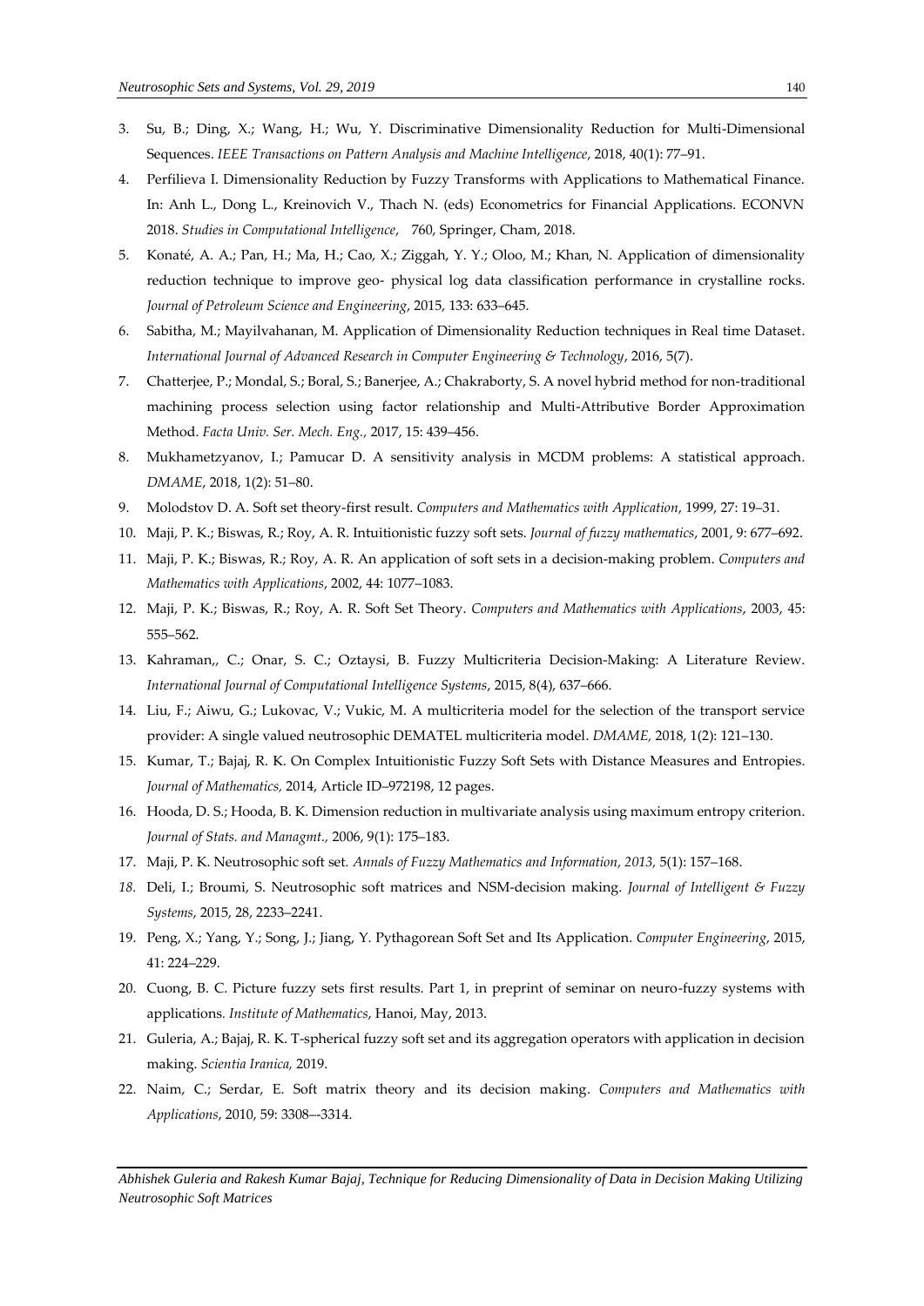3. Su, B.; Ding, X.; Wang, H.; Wu, Y. Discriminative Dimensionality Reduction for Multi-Dimensional Sequences. *IEEE Transactions on Pattern Analysis and Machine Intelligence*, 2018, 40(1): 77–91.
4. Perfilieva I. Dimensionality Reduction by Fuzzy Transforms with Applications to Mathematical Finance. In: Anh L., Dong L., Kreinovich V., Thach N. (eds) Econometrics for Financial Applications. ECONVN 2018. *Studies in Computational Intelligence*, 760, Springer, Cham, 2018.
5. Konaté, A. A.; Pan, H.; Ma, H.; Cao, X.; Ziggah, Y. Y.; Oloo, M.; Khan, N. Application of dimensionality reduction technique to improve geo- physical log data classification performance in crystalline rocks. *Journal of Petroleum Science and Engineering*, 2015, 133: 633–645.
6. Sabitha, M.; Mayilvahanan, M. Application of Dimensionality Reduction techniques in Real time Dataset. *International Journal of Advanced Research in Computer Engineering & Technology*, 2016, 5(7).
7. Chatterjee, P.; Mondal, S.; Boral, S.; Banerjee, A.; Chakraborty, S. A novel hybrid method for non-traditional machining process selection using factor relationship and Multi-Attributive Border Approximation Method. *Facta Univ. Ser. Mech. Eng.*, 2017, 15: 439–456.
8. Mukhametzyanov, I.; Pamucar D. A sensitivity analysis in MCDM problems: A statistical approach. *DMAME*, 2018, 1(2): 51–80.
9. Molodstov D. A. Soft set theory-first result. *Computers and Mathematics with Application*, 1999, 27: 19–31.
10. Maji, P. K.; Biswas, R.; Roy, A. R. Intuitionistic fuzzy soft sets. *Journal of fuzzy mathematics*, 2001, 9: 677–692.
11. Maji, P. K.; Biswas, R.; Roy, A. R. An application of soft sets in a decision-making problem. *Computers and Mathematics with Applications*, 2002, 44: 1077–1083.
12. Maji, P. K.; Biswas, R.; Roy, A. R. Soft Set Theory. *Computers and Mathematics with Applications*, 2003, 45: 555–562.
13. Kahraman,, C.; Onar, S. C.; Oztaysi, B. Fuzzy Multicriteria Decision-Making: A Literature Review. *International Journal of Computational Intelligence Systems*, 2015, 8(4), 637–666.
14. Liu, F.; Aiwu, G.; Lukovac, V.; Vukic, M. A multicriteria model for the selection of the transport service provider: A single valued neutrosophic DEMATEL multicriteria model. *DMAME*, 2018, 1(2): 121–130.
15. Kumar, T.; Bajaj, R. K. On Complex Intuitionistic Fuzzy Soft Sets with Distance Measures and Entropies. *Journal of Mathematics*, 2014, Article ID–972198, 12 pages.
16. Hooda, D. S.; Hooda, B. K. Dimension reduction in multivariate analysis using maximum entropy criterion. *Journal of Stats. and Managmt.*, 2006, 9(1): 175–183.
17. Maji, P. K. Neutrosophic soft set. *Annals of Fuzzy Mathematics and Information, 2013,* 5(1): 157–168.
18. Deli, I.; Broumi, S. Neutrosophic soft matrices and NSM-decision making. *Journal of Intelligent & Fuzzy Systems*, 2015, 28, 2233–2241.
19. Peng, X.; Yang, Y.; Song, J.; Jiang, Y. Pythagorean Soft Set and Its Application. *Computer Engineering*, 2015, 41: 224–229.
20. Cuong, B. C. Picture fuzzy sets first results. Part 1, in preprint of seminar on neuro-fuzzy systems with applications. *Institute of Mathematics*, Hanoi, May, 2013.
21. Guleria, A.; Bajaj, R. K. T-spherical fuzzy soft set and its aggregation operators with application in decision making. *Scientia Iranica,* 2019.
22. Naim, C.; Serdar, E. Soft matrix theory and its decision making. *Computers and Mathematics with Applications*, 2010, 59: 3308-–3314.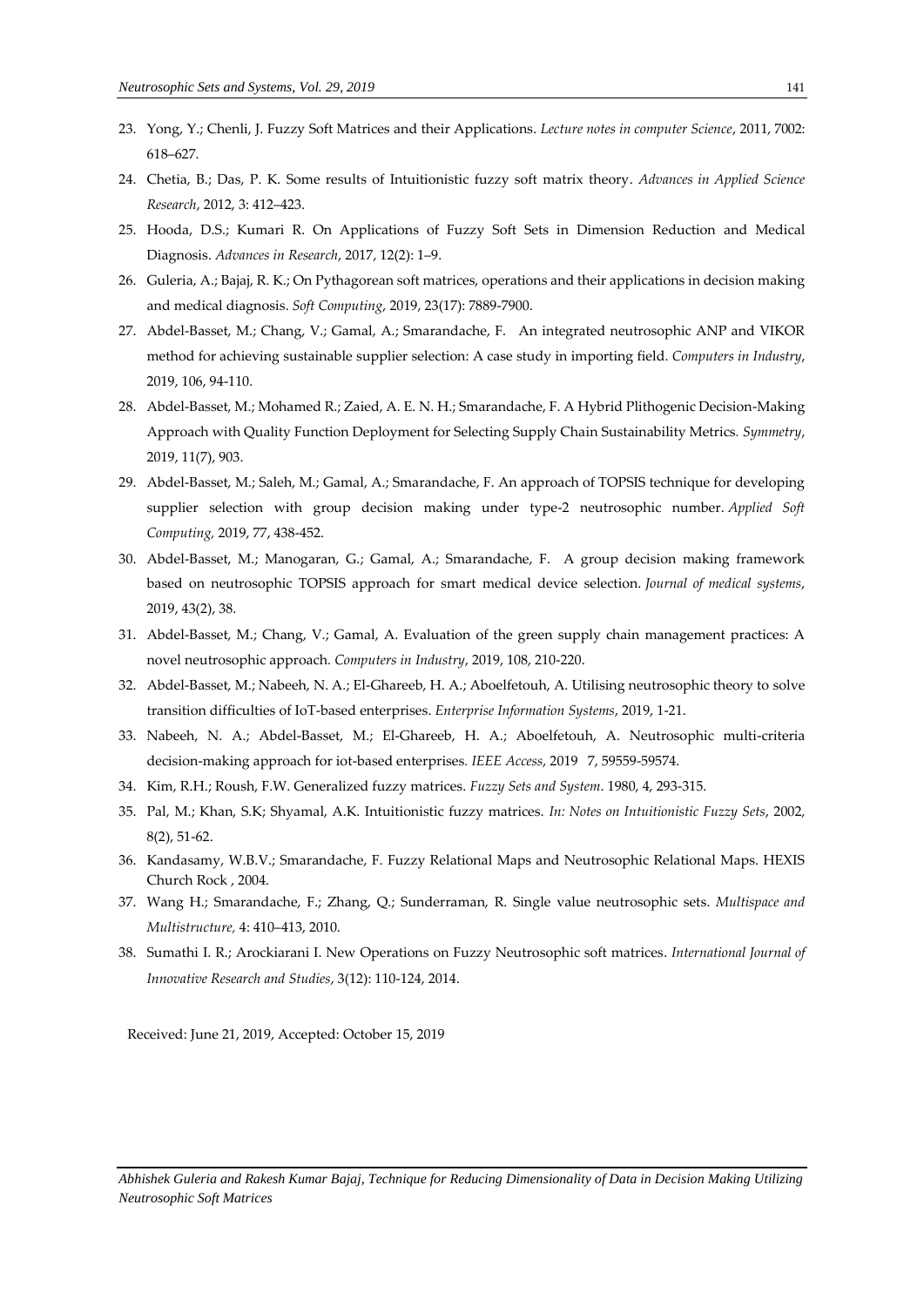23. Yong, Y.; Chenli, J. Fuzzy Soft Matrices and their Applications. *Lecture notes in computer Science*, 2011, 7002: 618–627.
24. Chetia, B.; Das, P. K. Some results of Intuitionistic fuzzy soft matrix theory. *Advances in Applied Science Research*, 2012, 3: 412–423.
25. Hooda, D.S.; Kumari R. On Applications of Fuzzy Soft Sets in Dimension Reduction and Medical Diagnosis. *Advances in Research*, 2017, 12(2): 1–9.
26. Guleria, A.; Bajaj, R. K.; On Pythagorean soft matrices, operations and their applications in decision making and medical diagnosis. *Soft Computing*, 2019, 23(17): 7889-7900.
27. Abdel-Basset, M.; Chang, V.; Gamal, A.; Smarandache, F. An integrated neutrosophic ANP and VIKOR method for achieving sustainable supplier selection: A case study in importing field. *Computers in Industry*, 2019, 106, 94-110.
28. Abdel-Basset, M.; Mohamed R.; Zaied, A. E. N. H.; Smarandache, F. A Hybrid Plithogenic Decision-Making Approach with Quality Function Deployment for Selecting Supply Chain Sustainability Metrics. *Symmetry*, 2019, 11(7), 903.
29. Abdel-Basset, M.; Saleh, M.; Gamal, A.; Smarandache, F. An approach of TOPSIS technique for developing supplier selection with group decision making under type-2 neutrosophic number. *Applied Soft Computing*, 2019, 77, 438-452.
30. Abdel-Basset, M.; Manogaran, G.; Gamal, A.; Smarandache, F. A group decision making framework based on neutrosophic TOPSIS approach for smart medical device selection. *Journal of medical systems*, 2019, 43(2), 38.
31. Abdel-Basset, M.; Chang, V.; Gamal, A. Evaluation of the green supply chain management practices: A novel neutrosophic approach. *Computers in Industry*, 2019, 108, 210-220.
32. Abdel-Basset, M.; Nabeeh, N. A.; El-Ghareeb, H. A.; Aboelfetouh, A. Utilising neutrosophic theory to solve transition difficulties of IoT-based enterprises. *Enterprise Information Systems*, 2019, 1-21.
33. Nabeeh, N. A.; Abdel-Basset, M.; El-Ghareeb, H. A.; Aboelfetouh, A. Neutrosophic multi-criteria decision-making approach for iot-based enterprises. *IEEE Access*, 2019 7, 59559-59574.
34. Kim, R.H.; Roush, F.W. Generalized fuzzy matrices. *Fuzzy Sets and System*. 1980, 4, 293-315.
35. Pal, M.; Khan, S.K; Shyamal, A.K. Intuitionistic fuzzy matrices. *In: Notes on Intuitionistic Fuzzy Sets*, 2002, 8(2), 51-62.
36. Kandasamy, W.B.V.; Smarandache, F. Fuzzy Relational Maps and Neutrosophic Relational Maps. HEXIS Church Rock , 2004.
37. Wang H.; Smarandache, F.; Zhang, Q.; Sunderraman, R. Single value neutrosophic sets. *Multispace and Multistructure*, 4: 410–413, 2010.
38. Sumathi I. R.; Arockiarani I. New Operations on Fuzzy Neutrosophic soft matrices. *International Journal of Innovative Research and Studies*, 3(12): 110-124, 2014.

Received: June 21, 2019, Accepted: October 15, 2019